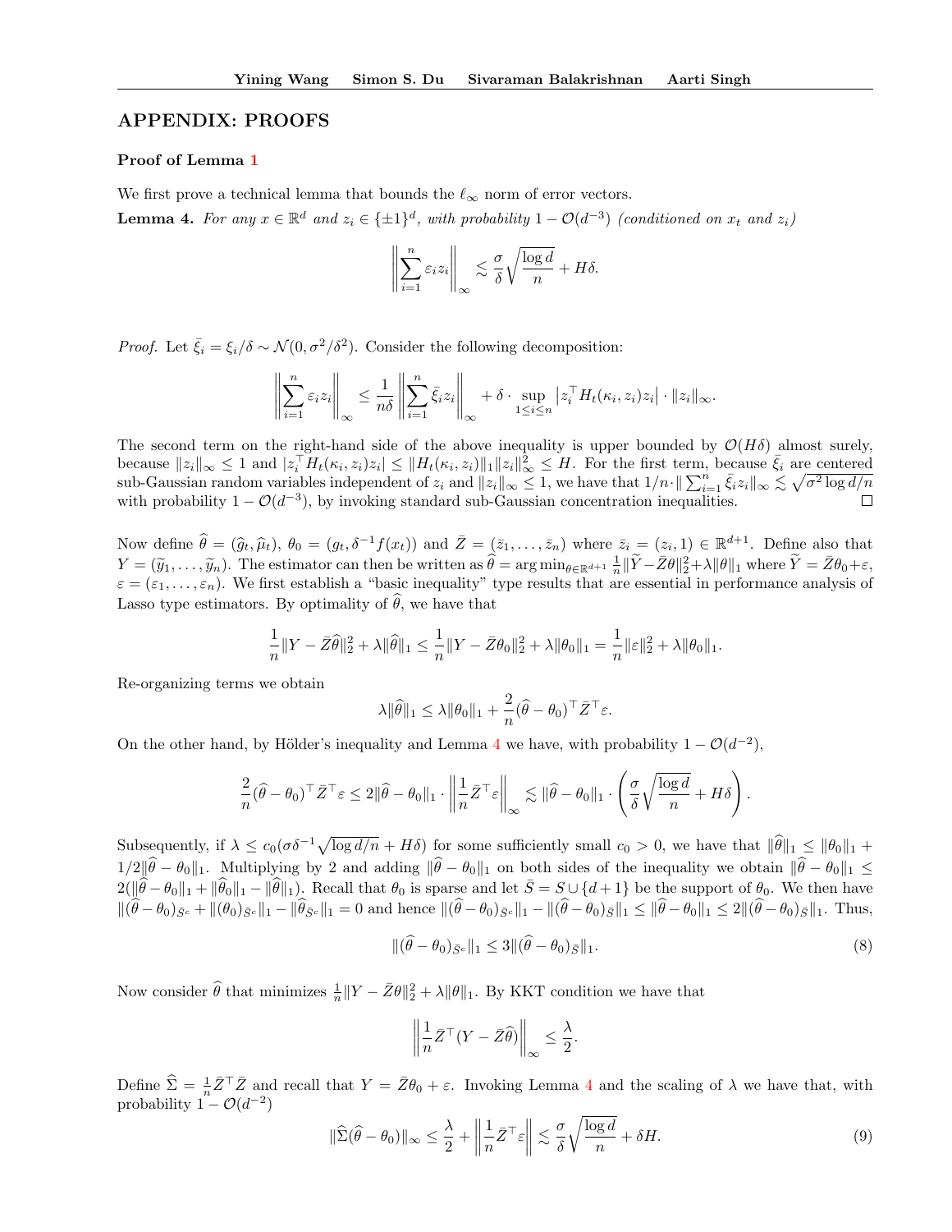## APPENDIX: PROOFS

### Proof of Lemma 1

We first prove a technical lemma that bounds the $\ell_\infty$ norm of error vectors.

**Lemma 4.** *For any $x \in \mathbb{R}^d$ and $z_i \in \{\pm 1\}^d$, with probability $1 - \mathcal{O}(d^{-3})$ (conditioned on $x_t$ and $z_i$)*

$$\left\| \sum_{i=1}^n \varepsilon_i z_i \right\|_\infty \lesssim \frac{\sigma}{\delta}\sqrt{\frac{\log d}{n}} + H\delta.$$

*Proof.* Let $\bar{\xi}_i = \xi_i/\delta \sim \mathcal{N}(0, \sigma^2/\delta^2)$. Consider the following decomposition:

$$\left\| \sum_{i=1}^n \varepsilon_i z_i \right\|_\infty \le \frac{1}{n\delta}\left\| \sum_{i=1}^n \bar{\xi}_i z_i \right\|_\infty + \delta \cdot \sup_{1\le i\le n} \left| z_i^\top H_t(\kappa_i, z_i) z_i \right| \cdot \|z_i\|_\infty.$$

The second term on the right-hand side of the above inequality is upper bounded by $\mathcal{O}(H\delta)$ almost surely, because $\|z_i\|_\infty \le 1$ and $|z_i^\top H_t(\kappa_i, z_i) z_i| \le \|H_t(\kappa_i, z_i)\|_1 \|z_i\|_\infty^2 \le H$. For the first term, because $\bar{\xi}_i$ are centered sub-Gaussian random variables independent of $z_i$ and $\|z_i\|_\infty \le 1$, we have that $1/n \cdot \| \sum_{i=1}^n \bar{\xi}_i z_i \|_\infty \lesssim \sqrt{\sigma^2 \log d/n}$ with probability $1 - \mathcal{O}(d^{-3})$, by invoking standard sub-Gaussian concentration inequalities. $\square$

Now define $\widehat{\theta} = (\widehat{g}_t, \widehat{\mu}_t)$, $\theta_0 = (g_t, \delta^{-1} f(x_t))$ and $\bar{Z} = (\bar{z}_1, \ldots, \bar{z}_n)$ where $\bar{z}_i = (z_i, 1) \in \mathbb{R}^{d+1}$. Define also that $Y = (\widetilde{y}_1, \ldots, \widetilde{y}_n)$. The estimator can then be written as $\widehat{\theta} = \arg\min_{\theta \in \mathbb{R}^{d+1}} \frac{1}{n}\|\widetilde{Y} - \bar{Z}\theta\|_2^2 + \lambda\|\theta\|_1$ where $\widetilde{Y} = \bar{Z}\theta_0 + \varepsilon$, $\varepsilon = (\varepsilon_1, \ldots, \varepsilon_n)$. We first establish a "basic inequality" type results that are essential in performance analysis of Lasso type estimators. By optimality of $\widehat{\theta}$, we have that

$$\frac{1}{n}\|Y - \bar{Z}\widehat{\theta}\|_2^2 + \lambda\|\widehat{\theta}\|_1 \le \frac{1}{n}\|Y - \bar{Z}\theta_0\|_2^2 + \lambda\|\theta_0\|_1 = \frac{1}{n}\|\varepsilon\|_2^2 + \lambda\|\theta_0\|_1.$$

Re-organizing terms we obtain

$$\lambda\|\widehat{\theta}\|_1 \le \lambda\|\theta_0\|_1 + \frac{2}{n}(\widehat{\theta} - \theta_0)^\top \bar{Z}^\top \varepsilon.$$

On the other hand, by Hölder's inequality and Lemma 4 we have, with probability $1 - \mathcal{O}(d^{-2})$,

$$\frac{2}{n}(\widehat{\theta} - \theta_0)^\top \bar{Z}^\top \varepsilon \le 2\|\widehat{\theta} - \theta_0\|_1 \cdot \left\| \frac{1}{n}\bar{Z}^\top \varepsilon \right\|_\infty \lesssim \|\widehat{\theta} - \theta_0\|_1 \cdot \left( \frac{\sigma}{\delta}\sqrt{\frac{\log d}{n}} + H\delta \right).$$

Subsequently, if $\lambda \le c_0(\sigma\delta^{-1}\sqrt{\log d/n} + H\delta)$ for some sufficiently small $c_0 > 0$, we have that $\|\widehat{\theta}\|_1 \le \|\theta_0\|_1 + 1/2\|\widehat{\theta} - \theta_0\|_1$. Multiplying by 2 and adding $\|\widehat{\theta} - \theta_0\|_1$ on both sides of the inequality we obtain $\|\widehat{\theta} - \theta_0\|_1 \le 2(\|\widehat{\theta} - \theta_0\|_1 + \|\widehat{\theta}_0\|_1 - \|\widehat{\theta}\|_1)$. Recall that $\theta_0$ is sparse and let $\bar{S} = S \cup \{d+1\}$ be the support of $\theta_0$. We then have $\|(\widehat{\theta} - \theta_0)_{\bar{S}^c} + \|(\theta_0)_{\bar{S}^c}\|_1 - \|\widehat{\theta}_{\bar{S}^c}\|_1 = 0$ and hence $\|(\widehat{\theta} - \theta_0)_{\bar{S}^c}\|_1 - \|(\widehat{\theta} - \theta_0)_{\bar{S}}\|_1 \le \|\widehat{\theta} - \theta_0\|_1 \le 2\|(\widehat{\theta} - \theta_0)_{\bar{S}}\|_1$. Thus,

$$\|(\widehat{\theta} - \theta_0)_{\bar{S}^c}\|_1 \le 3\|(\widehat{\theta} - \theta_0)_{\bar{S}}\|_1. \tag{8}$$

Now consider $\widehat{\theta}$ that minimizes $\frac{1}{n}\|Y - \bar{Z}\theta\|_2^2 + \lambda\|\theta\|_1$. By KKT condition we have that

$$\left\| \frac{1}{n}\bar{Z}^\top (Y - \bar{Z}\widehat{\theta}) \right\|_\infty \le \frac{\lambda}{2}.$$

Define $\widehat{\Sigma} = \frac{1}{n}\bar{Z}^\top \bar{Z}$ and recall that $Y = \bar{Z}\theta_0 + \varepsilon$. Invoking Lemma 4 and the scaling of $\lambda$ we have that, with probability $1 - \mathcal{O}(d^{-2})$

$$\|\widehat{\Sigma}(\widehat{\theta} - \theta_0)\|_\infty \le \frac{\lambda}{2} + \left\| \frac{1}{n}\bar{Z}^\top \varepsilon \right\| \lesssim \frac{\sigma}{\delta}\sqrt{\frac{\log d}{n}} + \delta H. \tag{9}$$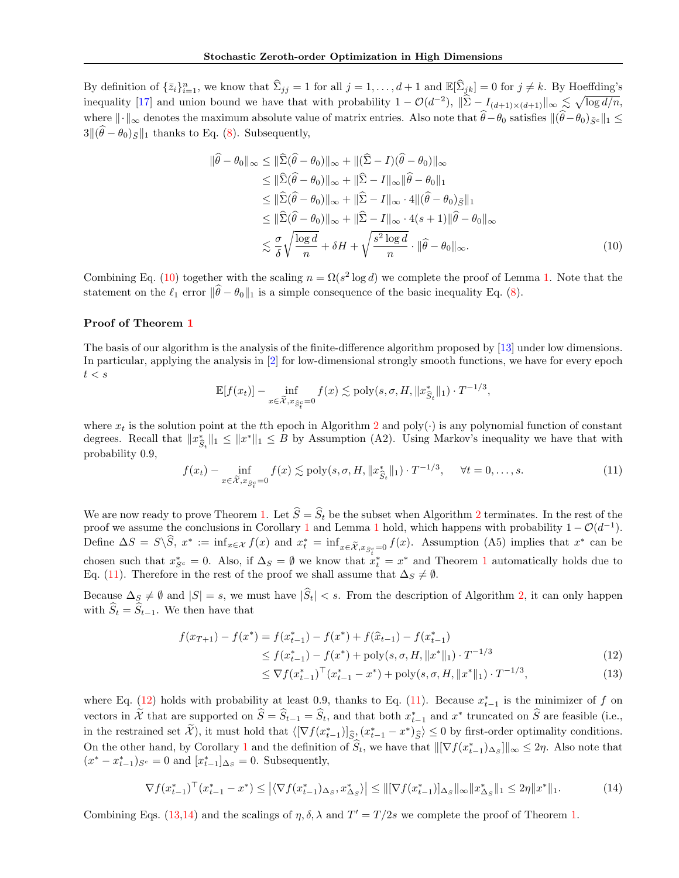By definition of $\{\bar{z}_i\}_{i=1}^n$, we know that $\widehat{\Sigma}_{jj} = 1$ for all $j = 1, \ldots, d+1$ and $\mathbb{E}[\widehat{\Sigma}_{jk}] = 0$ for $j \neq k$. By Hoeffding's inequality [17] and union bound we have that with probability $1 - \mathcal{O}(d^{-2})$, $\|\widehat{\Sigma} - I_{(d+1)\times(d+1)}\|_\infty \lesssim \sqrt{\log d/n}$, where $\|\cdot\|_\infty$ denotes the maximum absolute value of matrix entries. Also note that $\widehat{\theta} - \theta_0$ satisfies $\|(\widehat{\theta} - \theta_0)_{\bar{S}^c}\|_1 \leq 3\|(\widehat{\theta} - \theta_0)_{\bar{S}}\|_1$ thanks to Eq. (8). Subsequently,

$$
\begin{aligned}
\|\widehat{\theta} - \theta_0\|_\infty &\leq \|\widehat{\Sigma}(\widehat{\theta} - \theta_0)\|_\infty + \|(\widehat{\Sigma} - I)(\widehat{\theta} - \theta_0)\|_\infty \\
&\leq \|\widehat{\Sigma}(\widehat{\theta} - \theta_0)\|_\infty + \|\widehat{\Sigma} - I\|_\infty \|\widehat{\theta} - \theta_0\|_1 \\
&\leq \|\widehat{\Sigma}(\widehat{\theta} - \theta_0)\|_\infty + \|\widehat{\Sigma} - I\|_\infty \cdot 4\|(\widehat{\theta} - \theta_0)_{\bar{S}}\|_1 \\
&\leq \|\widehat{\Sigma}(\widehat{\theta} - \theta_0)\|_\infty + \|\widehat{\Sigma} - I\|_\infty \cdot 4(s+1)\|\widehat{\theta} - \theta_0\|_\infty \\
&\lesssim \frac{\sigma}{\delta}\sqrt{\frac{\log d}{n}} + \delta H + \sqrt{\frac{s^2 \log d}{n}} \cdot \|\widehat{\theta} - \theta_0\|_\infty. \qquad (10)
\end{aligned}
$$

Combining Eq. (10) together with the scaling $n = \Omega(s^2 \log d)$ we complete the proof of Lemma 1. Note that the statement on the $\ell_1$ error $\|\widehat{\theta} - \theta_0\|_1$ is a simple consequence of the basic inequality Eq. (8).

### Proof of Theorem 1

The basis of our algorithm is the analysis of the finite-difference algorithm proposed by [13] under low dimensions. In particular, applying the analysis in [2] for low-dimensional strongly smooth functions, we have for every epoch $t < s$

$$
\mathbb{E}[f(x_t)] - \inf_{x \in \widetilde{\mathcal{X}}, x_{\widehat{S}_t^c} = 0} f(x) \lesssim \mathrm{poly}(s, \sigma, H, \|x^*_{\widehat{S}_t}\|_1) \cdot T^{-1/3},
$$

where $x_t$ is the solution point at the $t$th epoch in Algorithm 2 and $\mathrm{poly}(\cdot)$ is any polynomial function of constant degrees. Recall that $\|x^*_{\widehat{S}_t}\|_1 \leq \|x^*\|_1 \leq B$ by Assumption (A2). Using Markov's inequality we have that with probability 0.9,

$$
f(x_t) - \inf_{x \in \widetilde{\mathcal{X}}, x_{\widehat{S}_t^c} = 0} f(x) \lesssim \mathrm{poly}(s, \sigma, H, \|x^*_{\widehat{S}_t}\|_1) \cdot T^{-1/3}, \qquad \forall t = 0, \ldots, s. \qquad (11)
$$

We are now ready to prove Theorem 1. Let $\widehat{S} = \widehat{S}_t$ be the subset when Algorithm 2 terminates. In the rest of the proof we assume the conclusions in Corollary 1 and Lemma 1 hold, which happens with probability $1 - \mathcal{O}(d^{-1})$. Define $\Delta S = S \backslash \widehat{S}$, $x^* := \inf_{x \in \mathcal{X}} f(x)$ and $x^*_t = \inf_{x \in \widetilde{\mathcal{X}}, x_{\widehat{S}_t^c} = 0} f(x)$. Assumption (A5) implies that $x^*$ can be chosen such that $x^*_{S^c} = 0$. Also, if $\Delta_S = \emptyset$ we know that $x^*_t = x^*$ and Theorem 1 automatically holds due to Eq. (11). Therefore in the rest of the proof we shall assume that $\Delta_S \neq \emptyset$.

Because $\Delta_S \neq \emptyset$ and $|S| = s$, we must have $|\widehat{S}_t| < s$. From the description of Algorithm 2, it can only happen with $\widehat{S}_t = \widehat{S}_{t-1}$. We then have that

$$
\begin{aligned}
f(x_{T+1}) - f(x^*) &= f(x^*_{t-1}) - f(x^*) + f(\widehat{x}_{t-1}) - f(x^*_{t-1}) \\
&\leq f(x^*_{t-1}) - f(x^*) + \mathrm{poly}(s, \sigma, H, \|x^*\|_1) \cdot T^{-1/3} \qquad (12) \\
&\leq \nabla f(x^*_{t-1})^\top (x^*_{t-1} - x^*) + \mathrm{poly}(s, \sigma, H, \|x^*\|_1) \cdot T^{-1/3}, \qquad (13)
\end{aligned}
$$

where Eq. (12) holds with probability at least 0.9, thanks to Eq. (11). Because $x^*_{t-1}$ is the minimizer of $f$ on vectors in $\widetilde{\mathcal{X}}$ that are supported on $\widehat{S} = \widehat{S}_{t-1} = \widehat{S}_t$, and that both $x^*_{t-1}$ and $x^*$ truncated on $\widehat{S}$ are feasible (i.e., in the restrained set $\widetilde{\mathcal{X}}$), it must hold that $\langle [\nabla f(x^*_{t-1})]_{\widehat{S}}, (x^*_{t-1} - x^*)_{\widehat{S}} \rangle \leq 0$ by first-order optimality conditions. On the other hand, by Corollary 1 and the definition of $\widehat{S}_t$, we have that $\|[\nabla f(x^*_{t-1})_{\Delta_S}]\|_\infty \leq 2\eta$. Also note that $(x^* - x^*_{t-1})_{S^c} = 0$ and $[x^*_{t-1}]_{\Delta_S} = 0$. Subsequently,

$$
\nabla f(x^*_{t-1})^\top (x^*_{t-1} - x^*) \leq \left| \langle \nabla f(x^*_{t-1})_{\Delta_S}, x^*_{\Delta_S} \rangle \right| \leq \|[\nabla f(x^*_{t-1})]_{\Delta_S}\|_\infty \|x^*_{\Delta_S}\|_1 \leq 2\eta \|x^*\|_1. \qquad (14)
$$

Combining Eqs. (13,14) and the scalings of $\eta, \delta, \lambda$ and $T' = T/2s$ we complete the proof of Theorem 1.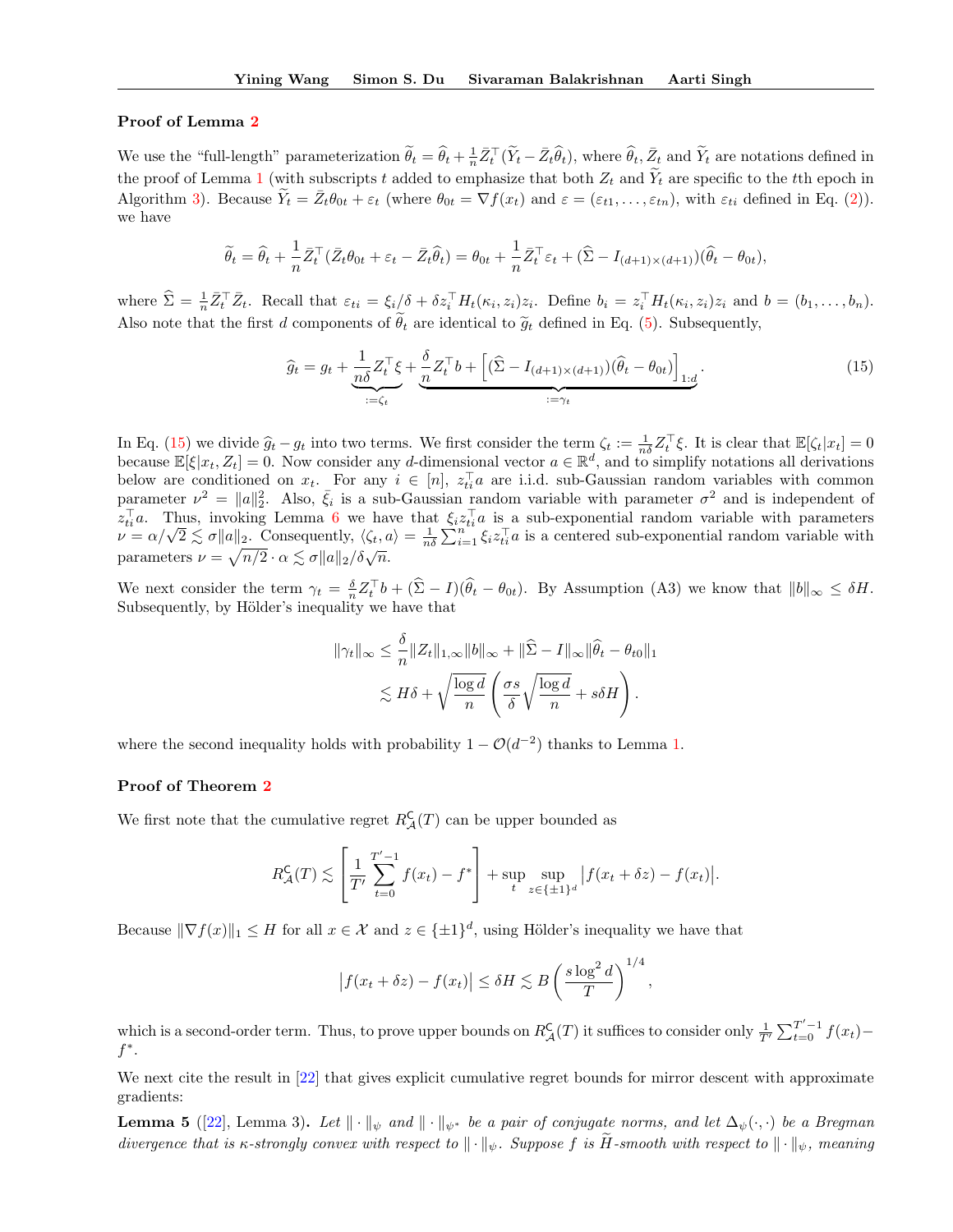**Proof of Lemma 2**

We use the "full-length" parameterization $\widetilde{\theta}_t = \widehat{\theta}_t + \frac{1}{n}\bar{Z}_t^\top(\widetilde{Y}_t - \bar{Z}_t\widehat{\theta}_t)$, where $\widehat{\theta}_t$, $\bar{Z}_t$ and $\widetilde{Y}_t$ are notations defined in the proof of Lemma 1 (with subscripts $t$ added to emphasize that both $Z_t$ and $\widetilde{Y}_t$ are specific to the $t$th epoch in Algorithm 3). Because $\widetilde{Y}_t = \bar{Z}_t\theta_{0t} + \varepsilon_t$ (where $\theta_{0t} = \nabla f(x_t)$ and $\varepsilon = (\varepsilon_{t1}, \ldots, \varepsilon_{tn})$, with $\varepsilon_{ti}$ defined in Eq. (2)). we have

$$\widetilde{\theta}_t = \widehat{\theta}_t + \frac{1}{n}\bar{Z}_t^\top(\bar{Z}_t\theta_{0t} + \varepsilon_t - \bar{Z}_t\widehat{\theta}_t) = \theta_{0t} + \frac{1}{n}\bar{Z}_t^\top\varepsilon_t + (\widehat{\Sigma} - I_{(d+1)\times(d+1)})(\widehat{\theta}_t - \theta_{0t}),$$

where $\widehat{\Sigma} = \frac{1}{n}\bar{Z}_t^\top\bar{Z}_t$. Recall that $\varepsilon_{ti} = \xi_i/\delta + \delta z_i^\top H_t(\kappa_i, z_i)z_i$. Define $b_i = z_i^\top H_t(\kappa_i, z_i)z_i$ and $b = (b_1, \ldots, b_n)$. Also note that the first $d$ components of $\widetilde{\theta}_t$ are identical to $\widetilde{g}_t$ defined in Eq. (5). Subsequently,

$$\widehat{g}_t = g_t + \underbrace{\frac{1}{n\delta}Z_t^\top\xi}_{:=\zeta_t} + \underbrace{\frac{\delta}{n}Z_t^\top b + \Big[(\widehat{\Sigma} - I_{(d+1)\times(d+1)})(\widehat{\theta}_t - \theta_{0t})\Big]_{1:d}}_{:=\gamma_t}. \tag{15}$$

In Eq. (15) we divide $\widehat{g}_t - g_t$ into two terms. We first consider the term $\zeta_t := \frac{1}{n\delta}Z_t^\top\xi$. It is clear that $\mathbb{E}[\zeta_t|x_t] = 0$ because $\mathbb{E}[\xi|x_t, Z_t] = 0$. Now consider any $d$-dimensional vector $a \in \mathbb{R}^d$, and to simplify notations all derivations below are conditioned on $x_t$. For any $i \in [n]$, $z_{ti}^\top a$ are i.i.d. sub-Gaussian random variables with common parameter $\nu^2 = \|a\|_2^2$. Also, $\xi_i$ is a sub-Gaussian random variable with parameter $\sigma^2$ and is independent of $z_{ti}^\top a$. Thus, invoking Lemma 6 we have that $\xi_i z_{ti}^\top a$ is a sub-exponential random variable with parameters $\nu = \alpha/\sqrt{2} \lesssim \sigma\|a\|_2$. Consequently, $\langle\zeta_t, a\rangle = \frac{1}{n\delta}\sum_{i=1}^n \xi_i z_{ti}^\top a$ is a centered sub-exponential random variable with parameters $\nu = \sqrt{n/2}\cdot\alpha \lesssim \sigma\|a\|_2/\delta\sqrt{n}$.

We next consider the term $\gamma_t = \frac{\delta}{n}Z_t^\top b + (\widehat{\Sigma} - I)(\widehat{\theta}_t - \theta_{0t})$. By Assumption (A3) we know that $\|b\|_\infty \leq \delta H$. Subsequently, by Hölder's inequality we have that

$$\begin{aligned}
\|\gamma_t\|_\infty &\leq \frac{\delta}{n}\|Z_t\|_{1,\infty}\|b\|_\infty + \|\widehat{\Sigma} - I\|_\infty\|\widehat{\theta}_t - \theta_{t0}\|_1 \\
&\lesssim H\delta + \sqrt{\frac{\log d}{n}}\left(\frac{\sigma s}{\delta}\sqrt{\frac{\log d}{n}} + s\delta H\right).
\end{aligned}$$

where the second inequality holds with probability $1 - \mathcal{O}(d^{-2})$ thanks to Lemma 1.

**Proof of Theorem 2**

We first note that the cumulative regret $R_{\mathcal{A}}^{\mathsf{C}}(T)$ can be upper bounded as

$$R_{\mathcal{A}}^{\mathsf{C}}(T) \lesssim \left[\frac{1}{T'}\sum_{t=0}^{T'-1} f(x_t) - f^*\right] + \sup_t \sup_{z\in\{\pm 1\}^d}\big|f(x_t + \delta z) - f(x_t)\big|.$$

Because $\|\nabla f(x)\|_1 \leq H$ for all $x \in \mathcal{X}$ and $z \in \{\pm 1\}^d$, using Hölder's inequality we have that

$$\big|f(x_t + \delta z) - f(x_t)\big| \leq \delta H \lesssim B\left(\frac{s\log^2 d}{T}\right)^{1/4},$$

which is a second-order term. Thus, to prove upper bounds on $R_{\mathcal{A}}^{\mathsf{C}}(T)$ it suffices to consider only $\frac{1}{T'}\sum_{t=0}^{T'-1} f(x_t) - f^*$.

We next cite the result in [22] that gives explicit cumulative regret bounds for mirror descent with approximate gradients:

**Lemma 5** ([22], Lemma 3)**.** *Let $\|\cdot\|_\psi$ and $\|\cdot\|_{\psi^*}$ be a pair of conjugate norms, and let $\Delta_\psi(\cdot,\cdot)$ be a Bregman divergence that is $\kappa$-strongly convex with respect to $\|\cdot\|_\psi$. Suppose $f$ is $\widetilde{H}$-smooth with respect to $\|\cdot\|_\psi$, meaning*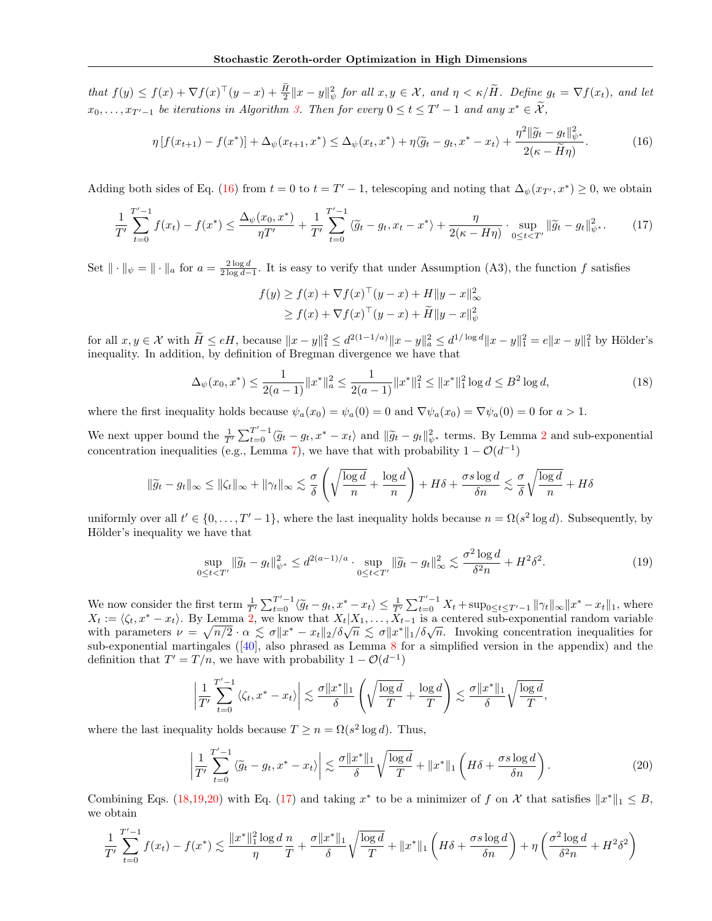*that $f(y) \leq f(x) + \nabla f(x)^\top (y-x) + \frac{\widetilde{H}}{2}\|x-y\|_\psi^2$ for all $x, y \in \mathcal{X}$, and $\eta < \kappa/\widetilde{H}$. Define $g_t = \nabla f(x_t)$, and let $x_0, \ldots, x_{T'-1}$ be iterations in Algorithm 3. Then for every $0 \leq t \leq T'-1$ and any $x^* \in \widetilde{\mathcal{X}}$,*

$$\eta\left[f(x_{t+1}) - f(x^*)\right] + \Delta_\psi(x_{t+1}, x^*) \leq \Delta_\psi(x_t, x^*) + \eta\langle \widetilde{g}_t - g_t, x^* - x_t\rangle + \frac{\eta^2\|\widetilde{g}_t - g_t\|_{\psi^*}^2}{2(\kappa - \widetilde{H}\eta)}. \tag{16}$$

Adding both sides of Eq. (16) from $t = 0$ to $t = T'-1$, telescoping and noting that $\Delta_\psi(x_{T'}, x^*) \geq 0$, we obtain

$$\frac{1}{T'}\sum_{t=0}^{T'-1} f(x_t) - f(x^*) \leq \frac{\Delta_\psi(x_0, x^*)}{\eta T'} + \frac{1}{T'}\sum_{t=0}^{T'-1}\langle \widetilde{g}_t - g_t, x_t - x^*\rangle + \frac{\eta}{2(\kappa - H\eta)} \cdot \sup_{0 \leq t < T'} \|\widetilde{g}_t - g_t\|_{\psi^*}^2. \tag{17}$$

Set $\|\cdot\|_\psi = \|\cdot\|_a$ for $a = \frac{2\log d}{2\log d - 1}$. It is easy to verify that under Assumption (A3), the function $f$ satisfies

$$\begin{aligned} f(y) &\geq f(x) + \nabla f(x)^\top (y-x) + H\|y-x\|_\infty^2 \\ &\geq f(x) + \nabla f(x)^\top (y-x) + \widetilde{H}\|y-x\|_\psi^2 \end{aligned}$$

for all $x, y \in \mathcal{X}$ with $\widetilde{H} \leq eH$, because $\|x-y\|_1^2 \leq d^{2(1-1/a)}\|x-y\|_a^2 \leq d^{1/\log d}\|x-y\|_1^2 = e\|x-y\|_1^2$ by Hölder's inequality. In addition, by definition of Bregman divergence we have that

$$\Delta_\psi(x_0, x^*) \leq \frac{1}{2(a-1)}\|x^*\|_a^2 \leq \frac{1}{2(a-1)}\|x^*\|_1^2 \leq \|x^*\|_1^2 \log d \leq B^2 \log d, \tag{18}$$

where the first inequality holds because $\psi_a(x_0) = \psi_a(0) = 0$ and $\nabla\psi_a(x_0) = \nabla\psi_a(0) = 0$ for $a > 1$.

We next upper bound the $\frac{1}{T'}\sum_{t=0}^{T'-1}\langle \widetilde{g}_t - g_t, x^* - x_t\rangle$ and $\|\widetilde{g}_t - g_t\|_{\psi^*}^2$ terms. By Lemma 2 and sub-exponential concentration inequalities (e.g., Lemma 7), we have that with probability $1 - \mathcal{O}(d^{-1})$

$$\|\widetilde{g}_t - g_t\|_\infty \leq \|\zeta_t\|_\infty + \|\gamma_t\|_\infty \lesssim \frac{\sigma}{\delta}\left(\sqrt{\frac{\log d}{n}} + \frac{\log d}{n}\right) + H\delta + \frac{\sigma s \log d}{\delta n} \lesssim \frac{\sigma}{\delta}\sqrt{\frac{\log d}{n}} + H\delta$$

uniformly over all $t' \in \{0, \ldots, T'-1\}$, where the last inequality holds because $n = \Omega(s^2 \log d)$. Subsequently, by Hölder's inequality we have that

$$\sup_{0 \leq t < T'}\|\widetilde{g}_t - g_t\|_{\psi^*}^2 \leq d^{2(a-1)/a} \cdot \sup_{0 \leq t < T'}\|\widetilde{g}_t - g_t\|_\infty^2 \lesssim \frac{\sigma^2 \log d}{\delta^2 n} + H^2\delta^2. \tag{19}$$

We now consider the first term $\frac{1}{T'}\sum_{t=0}^{T'-1}\langle \widetilde{g}_t - g_t, x^* - x_t\rangle \leq \frac{1}{T'}\sum_{t=0}^{T'-1} X_t + \sup_{0 \leq t \leq T'-1}\|\gamma_t\|_\infty\|x^* - x_t\|_1$, where $X_t := \langle \zeta_t, x^* - x_t\rangle$. By Lemma 2, we know that $X_t | X_1, \ldots, X_{t-1}$ is a centered sub-exponential random variable with parameters $\nu = \sqrt{n/2} \cdot \alpha \lesssim \sigma\|x^* - x_t\|_2/\delta\sqrt{n} \lesssim \sigma\|x^*\|_1/\delta\sqrt{n}$. Invoking concentration inequalities for sub-exponential martingales ([40], also phrased as Lemma 8 for a simplified version in the appendix) and the definition that $T' = T/n$, we have with probability $1 - \mathcal{O}(d^{-1})$

$$\left|\frac{1}{T'}\sum_{t=0}^{T'-1}\langle \zeta_t, x^* - x_t\rangle\right| \lesssim \frac{\sigma\|x^*\|_1}{\delta}\left(\sqrt{\frac{\log d}{T}} + \frac{\log d}{T}\right) \lesssim \frac{\sigma\|x^*\|_1}{\delta}\sqrt{\frac{\log d}{T}},$$

where the last inequality holds because $T \geq n = \Omega(s^2 \log d)$. Thus,

$$\left|\frac{1}{T'}\sum_{t=0}^{T'-1}\langle \widetilde{g}_t - g_t, x^* - x_t\rangle\right| \lesssim \frac{\sigma\|x^*\|_1}{\delta}\sqrt{\frac{\log d}{T}} + \|x^*\|_1\left(H\delta + \frac{\sigma s \log d}{\delta n}\right). \tag{20}$$

Combining Eqs. (18,19,20) with Eq. (17) and taking $x^*$ to be a minimizer of $f$ on $\mathcal{X}$ that satisfies $\|x^*\|_1 \leq B$, we obtain

$$\frac{1}{T'}\sum_{t=0}^{T'-1} f(x_t) - f(x^*) \lesssim \frac{\|x^*\|_1^2 \log d}{\eta}\frac{n}{T} + \frac{\sigma\|x^*\|_1}{\delta}\sqrt{\frac{\log d}{T}} + \|x^*\|_1\left(H\delta + \frac{\sigma s \log d}{\delta n}\right) + \eta\left(\frac{\sigma^2 \log d}{\delta^2 n} + H^2\delta^2\right)$$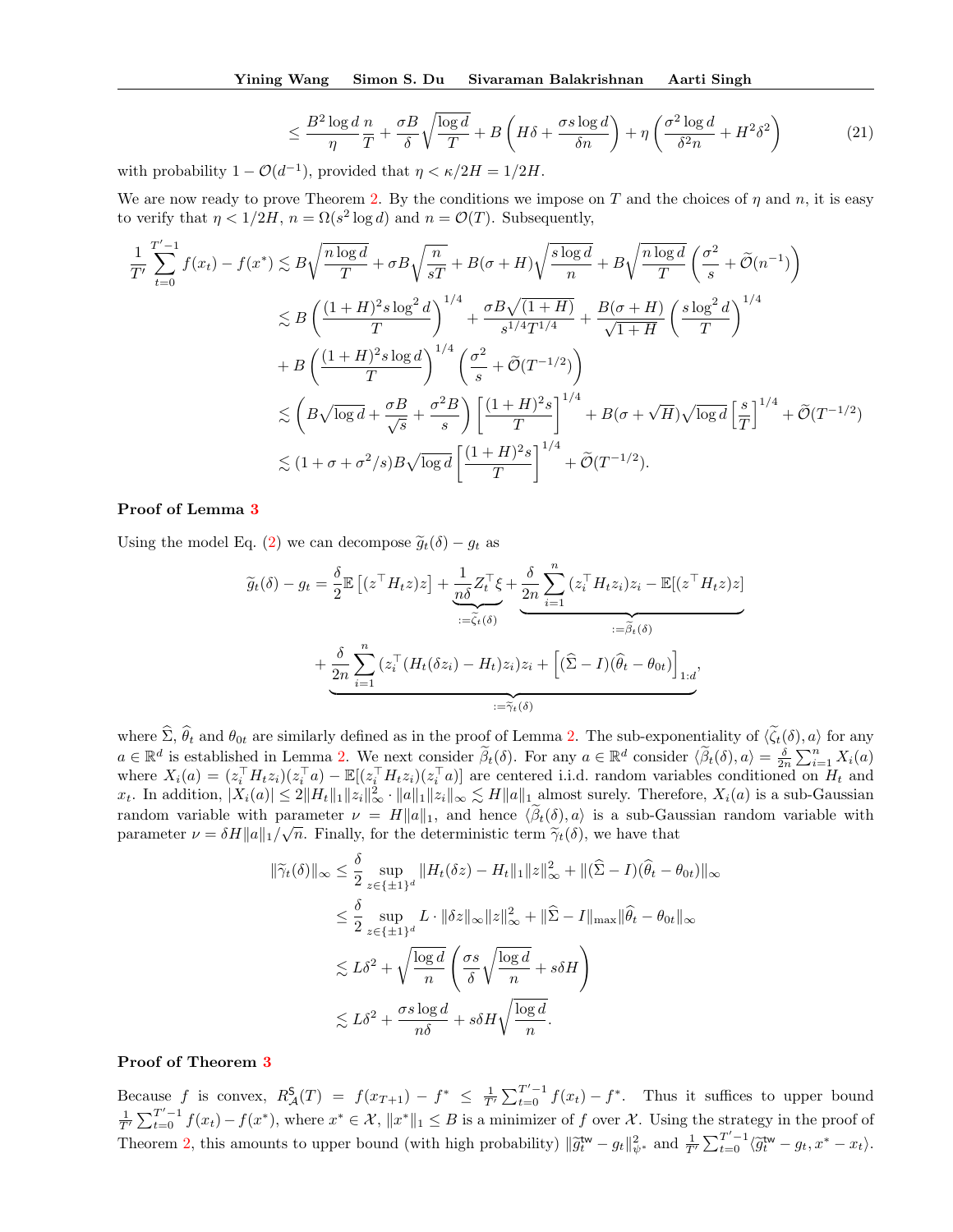$$\leq \frac{B^2 \log d}{\eta} \frac{n}{T} + \frac{\sigma B}{\delta}\sqrt{\frac{\log d}{T}} + B\left(H\delta + \frac{\sigma s \log d}{\delta n}\right) + \eta\left(\frac{\sigma^2 \log d}{\delta^2 n} + H^2\delta^2\right) \tag{21}$$

with probability $1 - \mathcal{O}(d^{-1})$, provided that $\eta < \kappa/2H = 1/2H$.

We are now ready to prove Theorem 2. By the conditions we impose on $T$ and the choices of $\eta$ and $n$, it is easy to verify that $\eta < 1/2H$, $n = \Omega(s^2 \log d)$ and $n = \mathcal{O}(T)$. Subsequently,

$$\begin{aligned}
\frac{1}{T'}\sum_{t=0}^{T'-1} f(x_t) - f(x^*) &\lesssim B\sqrt{\frac{n\log d}{T}} + \sigma B\sqrt{\frac{n}{sT}} + B(\sigma + H)\sqrt{\frac{s\log d}{n}} + B\sqrt{\frac{n\log d}{T}}\left(\frac{\sigma^2}{s} + \widetilde{\mathcal{O}}(n^{-1})\right) \\
&\lesssim B\left(\frac{(1+H)^2 s\log^2 d}{T}\right)^{1/4} + \frac{\sigma B\sqrt{(1+H)}}{s^{1/4}T^{1/4}} + \frac{B(\sigma+H)}{\sqrt{1+H}}\left(\frac{s\log^2 d}{T}\right)^{1/4} \\
&+ B\left(\frac{(1+H)^2 s\log d}{T}\right)^{1/4}\left(\frac{\sigma^2}{s} + \widetilde{\mathcal{O}}(T^{-1/2})\right) \\
&\lesssim \left(B\sqrt{\log d} + \frac{\sigma B}{\sqrt{s}} + \frac{\sigma^2 B}{s}\right)\left[\frac{(1+H)^2 s}{T}\right]^{1/4} + B(\sigma + \sqrt{H})\sqrt{\log d}\left[\frac{s}{T}\right]^{1/4} + \widetilde{\mathcal{O}}(T^{-1/2}) \\
&\lesssim (1 + \sigma + \sigma^2/s)B\sqrt{\log d}\left[\frac{(1+H)^2 s}{T}\right]^{1/4} + \widetilde{\mathcal{O}}(T^{-1/2}).
\end{aligned}$$

**Proof of Lemma 3**

Using the model Eq. (2) we can decompose $\widetilde{g}_t(\delta) - g_t$ as

$$\begin{aligned}
\widetilde{g}_t(\delta) - g_t &= \frac{\delta}{2}\mathbb{E}\left[(z^\top H_t z)z\right] + \underbrace{\frac{1}{n\delta}Z_t^\top \xi}_{:=\widetilde{\zeta}_t(\delta)} + \underbrace{\frac{\delta}{2n}\sum_{i=1}^n (z_i^\top H_t z_i)z_i - \mathbb{E}[(z^\top H_t z)z]}_{:=\widetilde{\beta}_t(\delta)} \\
&+ \underbrace{\frac{\delta}{2n}\sum_{i=1}^n (z_i^\top (H_t(\delta z_i) - H_t)z_i)z_i + \left[(\widehat{\Sigma} - I)(\widehat{\theta}_t - \theta_{0t})\right]_{1:d}}_{:=\widetilde{\gamma}_t(\delta)},
\end{aligned}$$

where $\widehat{\Sigma}$, $\widehat{\theta}_t$ and $\theta_{0t}$ are similarly defined as in the proof of Lemma 2. The sub-exponentiality of $\langle \widetilde{\zeta}_t(\delta), a\rangle$ for any $a \in \mathbb{R}^d$ is established in Lemma 2. We next consider $\widetilde{\beta}_t(\delta)$. For any $a \in \mathbb{R}^d$ consider $\langle \widetilde{\beta}_t(\delta), a\rangle = \frac{\delta}{2n}\sum_{i=1}^n X_i(a)$ where $X_i(a) = (z_i^\top H_t z_i)(z_i^\top a) - \mathbb{E}[(z_i^\top H_t z_i)(z_i^\top a)]$ are centered i.i.d. random variables conditioned on $H_t$ and $x_t$. In addition, $|X_i(a)| \leq 2\|H_t\|_1 \|z_i\|_\infty^2 \cdot \|a\|_1 \|z_i\|_\infty \lesssim H\|a\|_1$ almost surely. Therefore, $X_i(a)$ is a sub-Gaussian random variable with parameter $\nu = H\|a\|_1$, and hence $\langle \widetilde{\beta}_t(\delta), a\rangle$ is a sub-Gaussian random variable with parameter $\nu = \delta H\|a\|_1/\sqrt{n}$. Finally, for the deterministic term $\widetilde{\gamma}_t(\delta)$, we have that

$$\begin{aligned}
\|\widetilde{\gamma}_t(\delta)\|_\infty &\leq \frac{\delta}{2}\sup_{z\in\{\pm 1\}^d} \|H_t(\delta z) - H_t\|_1 \|z\|_\infty^2 + \|(\widehat{\Sigma} - I)(\widehat{\theta}_t - \theta_{0t})\|_\infty \\
&\leq \frac{\delta}{2}\sup_{z\in\{\pm 1\}^d} L\cdot \|\delta z\|_\infty \|z\|_\infty^2 + \|\widehat{\Sigma} - I\|_{\max}\|\widehat{\theta}_t - \theta_{0t}\|_\infty \\
&\lesssim L\delta^2 + \sqrt{\frac{\log d}{n}}\left(\frac{\sigma s}{\delta}\sqrt{\frac{\log d}{n}} + s\delta H\right) \\
&\lesssim L\delta^2 + \frac{\sigma s\log d}{n\delta} + s\delta H\sqrt{\frac{\log d}{n}}.
\end{aligned}$$

**Proof of Theorem 3**

Because $f$ is convex, $R_{\mathcal{A}}^{\mathsf{S}}(T) = f(x_{T+1}) - f^* \leq \frac{1}{T'}\sum_{t=0}^{T'-1} f(x_t) - f^*$. Thus it suffices to upper bound $\frac{1}{T'}\sum_{t=0}^{T'-1} f(x_t) - f(x^*)$, where $x^* \in \mathcal{X}$, $\|x^*\|_1 \leq B$ is a minimizer of $f$ over $\mathcal{X}$. Using the strategy in the proof of Theorem 2, this amounts to upper bound (with high probability) $\|\widetilde{g}_t^{\mathsf{tw}} - g_t\|_{\psi^*}^2$ and $\frac{1}{T'}\sum_{t=0}^{T'-1}\langle \widetilde{g}_t^{\mathsf{tw}} - g_t, x^* - x_t\rangle$.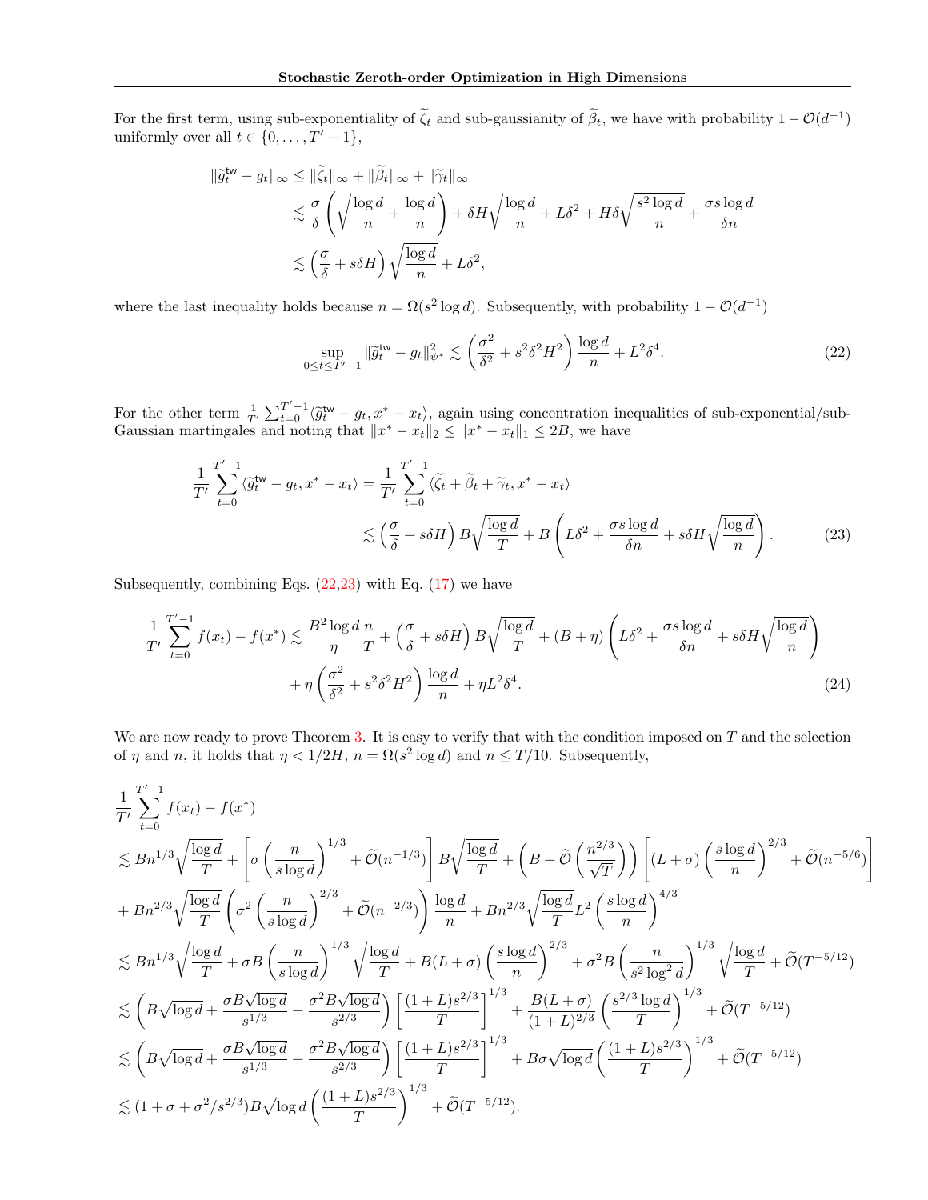For the first term, using sub-exponentiality of $\widetilde{\zeta}_t$ and sub-gaussianity of $\widetilde{\beta}_t$, we have with probability $1-\mathcal{O}(d^{-1})$ uniformly over all $t \in \{0, \ldots, T'-1\}$,

$$
\begin{aligned}
\|\widetilde{g}_t^{\mathsf{tw}} - g_t\|_\infty &\le \|\widetilde{\zeta}_t\|_\infty + \|\widetilde{\beta}_t\|_\infty + \|\widetilde{\gamma}_t\|_\infty \\
&\lesssim \frac{\sigma}{\delta}\left(\sqrt{\frac{\log d}{n}} + \frac{\log d}{n}\right) + \delta H \sqrt{\frac{\log d}{n}} + L\delta^2 + H\delta\sqrt{\frac{s^2 \log d}{n}} + \frac{\sigma s \log d}{\delta n} \\
&\lesssim \left(\frac{\sigma}{\delta} + s\delta H\right)\sqrt{\frac{\log d}{n}} + L\delta^2,
\end{aligned}
$$

where the last inequality holds because $n = \Omega(s^2 \log d)$. Subsequently, with probability $1-\mathcal{O}(d^{-1})$

$$
\sup_{0\le t\le T'-1} \|\widetilde{g}_t^{\mathsf{tw}} - g_t\|_{\psi^*}^2 \lesssim \left(\frac{\sigma^2}{\delta^2} + s^2\delta^2 H^2\right)\frac{\log d}{n} + L^2\delta^4. \tag{22}
$$

For the other term $\frac{1}{T'}\sum_{t=0}^{T'-1}\langle \widetilde{g}_t^{\mathsf{tw}} - g_t, x^* - x_t\rangle$, again using concentration inequalities of sub-exponential/sub-Gaussian martingales and noting that $\|x^* - x_t\|_2 \le \|x^* - x_t\|_1 \le 2B$, we have

$$
\begin{aligned}
\frac{1}{T'}\sum_{t=0}^{T'-1}\langle \widetilde{g}_t^{\mathsf{tw}} - g_t, x^* - x_t\rangle &= \frac{1}{T'}\sum_{t=0}^{T'-1}\langle \widetilde{\zeta}_t + \widetilde{\beta}_t + \widetilde{\gamma}_t, x^* - x_t\rangle \\
&\lesssim \left(\frac{\sigma}{\delta} + s\delta H\right) B\sqrt{\frac{\log d}{T}} + B\left(L\delta^2 + \frac{\sigma s \log d}{\delta n} + s\delta H\sqrt{\frac{\log d}{n}}\right).
\end{aligned} \tag{23}
$$

Subsequently, combining Eqs. (22,23) with Eq. (17) we have

$$
\begin{aligned}
\frac{1}{T'}\sum_{t=0}^{T'-1} f(x_t) - f(x^*) \lesssim\ & \frac{B^2 \log d}{\eta}\frac{n}{T} + \left(\frac{\sigma}{\delta} + s\delta H\right) B\sqrt{\frac{\log d}{T}} + (B+\eta)\left(L\delta^2 + \frac{\sigma s \log d}{\delta n} + s\delta H\sqrt{\frac{\log d}{n}}\right) \\
&+ \eta\left(\frac{\sigma^2}{\delta^2} + s^2\delta^2 H^2\right)\frac{\log d}{n} + \eta L^2\delta^4.
\end{aligned} \tag{24}
$$

We are now ready to prove Theorem 3. It is easy to verify that with the condition imposed on $T$ and the selection of $\eta$ and $n$, it holds that $\eta < 1/2H$, $n = \Omega(s^2 \log d)$ and $n \le T/10$. Subsequently,

$$
\begin{aligned}
&\frac{1}{T'}\sum_{t=0}^{T'-1} f(x_t) - f(x^*) \\
&\lesssim Bn^{1/3}\sqrt{\frac{\log d}{T}} + \left[\sigma\left(\frac{n}{s\log d}\right)^{1/3} + \widetilde{\mathcal{O}}(n^{-1/3})\right] B\sqrt{\frac{\log d}{T}} + \left(B + \widetilde{\mathcal{O}}\left(\frac{n^{2/3}}{\sqrt{T}}\right)\right)\left[(L+\sigma)\left(\frac{s\log d}{n}\right)^{2/3} + \widetilde{\mathcal{O}}(n^{-5/6})\right] \\
&+ Bn^{2/3}\sqrt{\frac{\log d}{T}}\left(\sigma^2\left(\frac{n}{s\log d}\right)^{2/3} + \widetilde{\mathcal{O}}(n^{-2/3})\right)\frac{\log d}{n} + Bn^{2/3}\sqrt{\frac{\log d}{T}}L^2\left(\frac{s\log d}{n}\right)^{4/3} \\
&\lesssim Bn^{1/3}\sqrt{\frac{\log d}{T}} + \sigma B\left(\frac{n}{s\log d}\right)^{1/3}\sqrt{\frac{\log d}{T}} + B(L+\sigma)\left(\frac{s\log d}{n}\right)^{2/3} + \sigma^2 B\left(\frac{n}{s^2\log^2 d}\right)^{1/3}\sqrt{\frac{\log d}{T}} + \widetilde{\mathcal{O}}(T^{-5/12}) \\
&\lesssim \left(B\sqrt{\log d} + \frac{\sigma B\sqrt{\log d}}{s^{1/3}} + \frac{\sigma^2 B\sqrt{\log d}}{s^{2/3}}\right)\left[\frac{(1+L)s^{2/3}}{T}\right]^{1/3} + \frac{B(L+\sigma)}{(1+L)^{2/3}}\left(\frac{s^{2/3}\log d}{T}\right)^{1/3} + \widetilde{\mathcal{O}}(T^{-5/12}) \\
&\lesssim \left(B\sqrt{\log d} + \frac{\sigma B\sqrt{\log d}}{s^{1/3}} + \frac{\sigma^2 B\sqrt{\log d}}{s^{2/3}}\right)\left[\frac{(1+L)s^{2/3}}{T}\right]^{1/3} + B\sigma\sqrt{\log d}\left(\frac{(1+L)s^{2/3}}{T}\right)^{1/3} + \widetilde{\mathcal{O}}(T^{-5/12}) \\
&\lesssim (1+\sigma+\sigma^2/s^{2/3})B\sqrt{\log d}\left(\frac{(1+L)s^{2/3}}{T}\right)^{1/3} + \widetilde{\mathcal{O}}(T^{-5/12}).
\end{aligned}
$$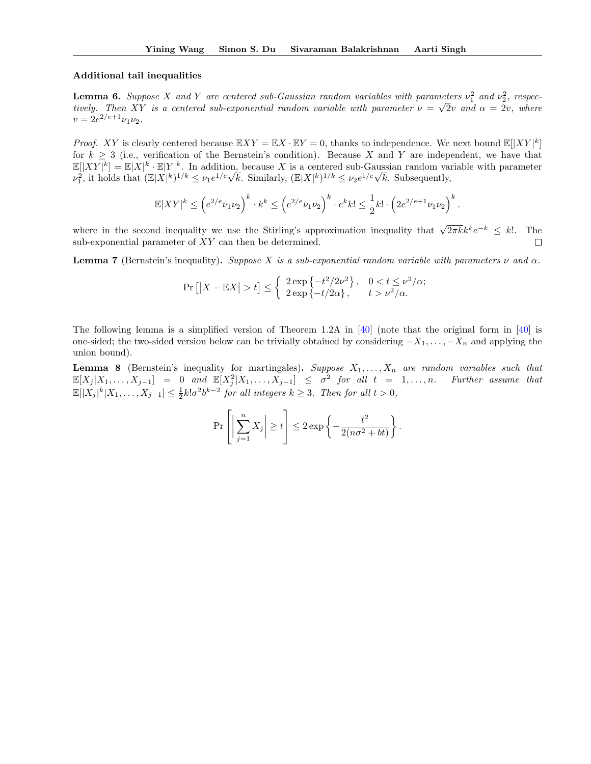### Additional tail inequalities

**Lemma 6.** *Suppose $X$ and $Y$ are centered sub-Gaussian random variables with parameters $\nu_1^2$ and $\nu_2^2$, respectively. Then $XY$ is a centered sub-exponential random variable with parameter $\nu = \sqrt{2}v$ and $\alpha = 2v$, where $v = 2e^{2/e+1}\nu_1\nu_2$.*

*Proof.* $XY$ is clearly centered because $\mathbb{E}XY = \mathbb{E}X \cdot \mathbb{E}Y = 0$, thanks to independence. We next bound $\mathbb{E}[|XY|^k]$ for $k \geq 3$ (i.e., verification of the Bernstein's condition). Because $X$ and $Y$ are independent, we have that $\mathbb{E}[|XY|^k] = \mathbb{E}|X|^k \cdot \mathbb{E}|Y|^k$. In addition, because $X$ is a centered sub-Gaussian random variable with parameter $\nu_1^2$, it holds that $(\mathbb{E}|X|^k)^{1/k} \leq \nu_1 e^{1/e}\sqrt{k}$. Similarly, $(\mathbb{E}|X|^k)^{1/k} \leq \nu_2 e^{1/e}\sqrt{k}$. Subsequently,

$$\mathbb{E}|XY|^k \leq \left(e^{2/e}\nu_1\nu_2\right)^k \cdot k^k \leq \left(e^{2/e}\nu_1\nu_2\right)^k \cdot e^k k! \leq \frac{1}{2}k! \cdot \left(2e^{2/e+1}\nu_1\nu_2\right)^k.$$

where in the second inequality we use the Stirling's approximation inequality that $\sqrt{2\pi k}k^k e^{-k} \leq k!$. The sub-exponential parameter of $XY$ can then be determined. □

**Lemma 7** (Bernstein's inequality)**.** *Suppose $X$ is a sub-exponential random variable with parameters $\nu$ and $\alpha$.*

$$\Pr\left[\left|X - \mathbb{E}X\right| > t\right] \leq \begin{cases} 2\exp\left\{-t^2/2\nu^2\right\}, & 0 < t \leq \nu^2/\alpha; \\ 2\exp\left\{-t/2\alpha\right\}, & t > \nu^2/\alpha. \end{cases}$$

The following lemma is a simplified version of Theorem 1.2A in [40] (note that the original form in [40] is one-sided; the two-sided version below can be trivially obtained by considering $-X_1, \ldots, -X_n$ and applying the union bound).

**Lemma 8** (Bernstein's inequality for martingales)**.** *Suppose $X_1, \ldots, X_n$ are random variables such that $\mathbb{E}[X_j|X_1, \ldots, X_{j-1}] = 0$ and $\mathbb{E}[X_j^2|X_1, \ldots, X_{j-1}] \leq \sigma^2$ for all $t = 1, \ldots, n$. Further assume that $\mathbb{E}[|X_j|^k|X_1, \ldots, X_{j-1}] \leq \frac{1}{2}k!\sigma^2 b^{k-2}$ for all integers $k \geq 3$. Then for all $t > 0$,*

$$\Pr\left[\left|\sum_{j=1}^n X_j\right| \geq t\right] \leq 2\exp\left\{-\frac{t^2}{2(n\sigma^2 + bt)}\right\}.$$